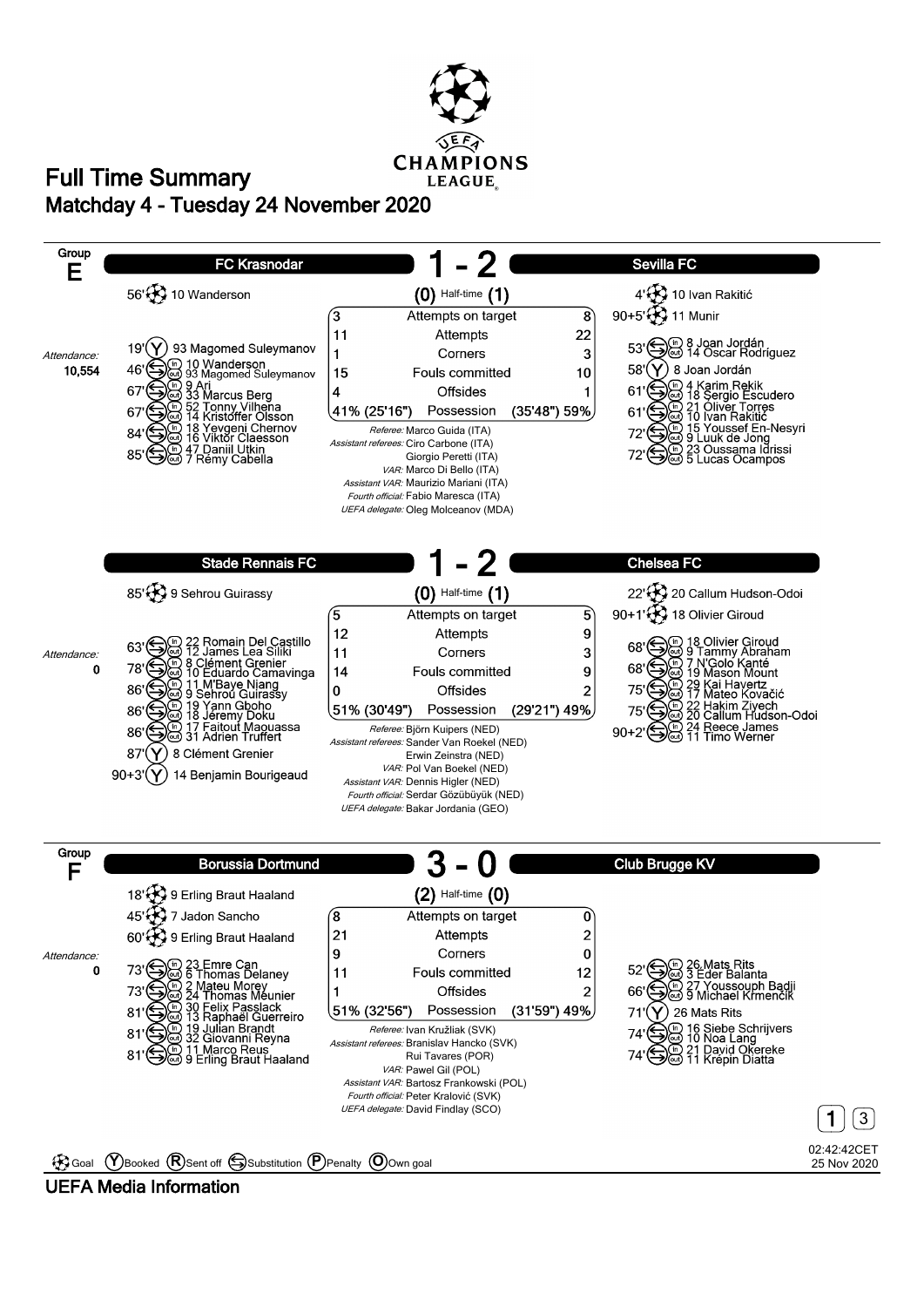# Full Time Summary

## Matchday 4 - Tuesday 24 November 2020

## Group E

### FC Krasnodar 1 - 2 Sevilla FC

(0) Half-time (1)

**FC Krasnodar**
- 56' Goal: 10 Wanderson

**Sevilla FC**
- 4' Goal: 10 Ivan Rakitić
- 90+5' Goal: 11 Munir

Attendance: 10,554

**FC Krasnodar**
- 19' Booked: 93 Magomed Suleymanov
- 46' Substitution: in 10 Wanderson, out 93 Magomed Suleymanov
- 67' Substitution: in 9 Ari, out 33 Marcus Berg
- 67' Substitution: in 52 Tonny Vilhena, out 14 Kristoffer Olsson
- 84' Substitution: in 18 Yevgeni Chernov, out 16 Viktor Claesson
- 85' Substitution: in 47 Daniil Utkin, out 7 Rémy Cabella

| FC Krasnodar | | Sevilla FC |
|---|---|---|
| 3 | Attempts on target | 8 |
| 11 | Attempts | 22 |
| 1 | Corners | 3 |
| 15 | Fouls committed | 10 |
| 4 | Offsides | 1 |
| 41% (25'16") | Possession | (35'48") 59% |

*Referee:* Marco Guida (ITA)
*Assistant referees:* Ciro Carbone (ITA), Giorgio Peretti (ITA)
*VAR:* Marco Di Bello (ITA)
*Assistant VAR:* Maurizio Mariani (ITA)
*Fourth official:* Fabio Maresca (ITA)
*UEFA delegate:* Oleg Molceanov (MDA)

**Sevilla FC**
- 53' Substitution: in 8 Joan Jordán, out 14 Óscar Rodríguez
- 58' Booked: 8 Joan Jordán
- 61' Substitution: in 4 Karim Rekik, out 18 Sergio Escudero
- 61' Substitution: in 21 Oliver Torres, out 10 Ivan Rakitić
- 72' Substitution: in 15 Youssef En-Nesyri, out 9 Luuk de Jong
- 72' Substitution: in 23 Oussama Idrissi, out 5 Lucas Ocampos

### Stade Rennais FC 1 - 2 Chelsea FC

(0) Half-time (1)

**Stade Rennais FC**
- 85' Goal: 9 Sehrou Guirassy

**Chelsea FC**
- 22' Goal: 20 Callum Hudson-Odoi
- 90+1' Goal: 18 Olivier Giroud

Attendance: 0

**Stade Rennais FC**
- 63' Substitution: in 22 Romain Del Castillo, out 12 James Lea Siliki
- 78' Substitution: in 8 Clément Grenier, out 10 Eduardo Camavinga
- 86' Substitution: in 11 M'Baye Niang, out 9 Sehrou Guirassy
- 86' Substitution: in 19 Yann Gboho, out 18 Jérémy Doku
- 86' Substitution: in 17 Faitout Maouassa, out 31 Adrien Truffert
- 87' Booked: 8 Clément Grenier
- 90+3' Booked: 14 Benjamin Bourigeaud

| Stade Rennais FC | | Chelsea FC |
|---|---|---|
| 5 | Attempts on target | 5 |
| 12 | Attempts | 9 |
| 11 | Corners | 3 |
| 14 | Fouls committed | 9 |
| 0 | Offsides | 2 |
| 51% (30'49") | Possession | (29'21") 49% |

*Referee:* Björn Kuipers (NED)
*Assistant referees:* Sander Van Roekel (NED), Erwin Zeinstra (NED)
*VAR:* Pol Van Boekel (NED)
*Assistant VAR:* Dennis Higler (NED)
*Fourth official:* Serdar Gözübüyük (NED)
*UEFA delegate:* Bakar Jordania (GEO)

**Chelsea FC**
- 68' Substitution: in 18 Olivier Giroud, out 9 Tammy Abraham
- 68' Substitution: in 7 N'Golo Kanté, out 19 Mason Mount
- 75' Substitution: in 29 Kai Havertz, out 17 Mateo Kovačić
- 75' Substitution: in 22 Hakim Ziyech, out 20 Callum Hudson-Odoi
- 90+2' Substitution: in 24 Reece James, out 11 Timo Werner

## Group F

### Borussia Dortmund 3 - 0 Club Brugge KV

(2) Half-time (0)

**Borussia Dortmund**
- 18' Goal: 9 Erling Braut Haaland
- 45' Goal: 7 Jadon Sancho
- 60' Goal: 9 Erling Braut Haaland

Attendance: 0

**Borussia Dortmund**
- 73' Substitution: in 23 Emre Can, out 6 Thomas Delaney
- 73' Substitution: in 2 Mateu Morey, out 24 Thomas Meunier
- 81' Substitution: in 30 Felix Passlack, out 13 Raphaël Guerreiro
- 81' Substitution: in 19 Julian Brandt, out 32 Giovanni Reyna
- 81' Substitution: in 11 Marco Reus, out 9 Erling Braut Haaland

| Borussia Dortmund | | Club Brugge KV |
|---|---|---|
| 8 | Attempts on target | 0 |
| 21 | Attempts | 2 |
| 9 | Corners | 0 |
| 11 | Fouls committed | 12 |
| 1 | Offsides | 2 |
| 51% (32'56") | Possession | (31'59") 49% |

*Referee:* Ivan Kružliak (SVK)
*Assistant referees:* Branislav Hancko (SVK), Rui Tavares (POR)
*VAR:* Pawel Gil (POL)
*Assistant VAR:* Bartosz Frankowski (POL)
*Fourth official:* Peter Kralović (SVK)
*UEFA delegate:* David Findlay (SCO)

**Club Brugge KV**
- 52' Substitution: in 26 Mats Rits, out 3 Eder Balanta
- 66' Substitution: in 27 Youssouph Badji, out 9 Michael Krmenčík
- 71' Booked: 26 Mats Rits
- 74' Substitution: in 16 Siebe Schrijvers, out 10 Noa Lang
- 74' Substitution: in 21 David Okereke, out 11 Krépin Diatta

Legend: Goal, (Y) Booked, (R) Sent off, Substitution, (P) Penalty, (O) Own goal

02:42:42CET 25 Nov 2020

UEFA Media Information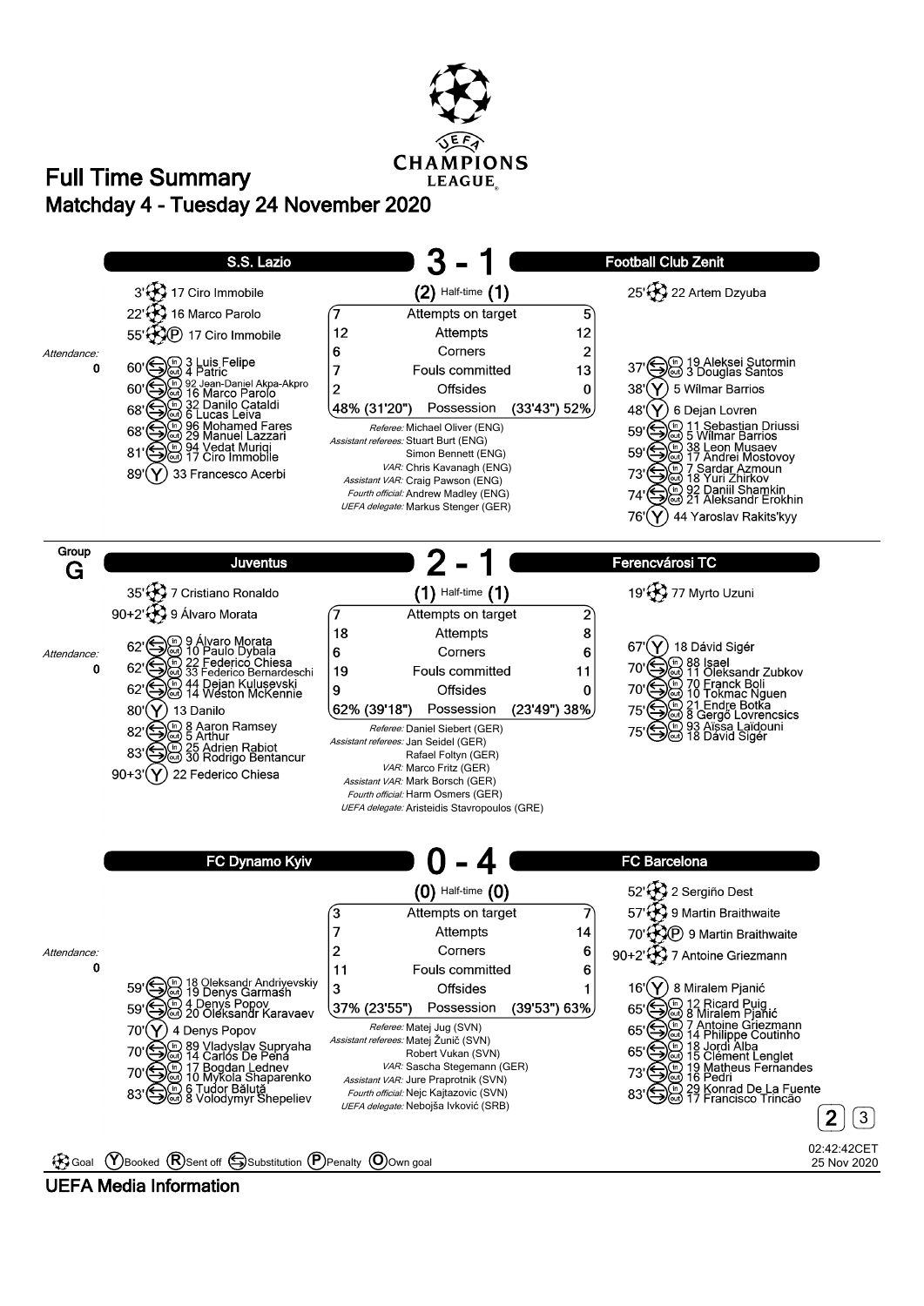# Full Time Summary

## Matchday 4 - Tuesday 24 November 2020

### S.S. Lazio 3 - 1 Football Club Zenit

(2) Half-time (1)

**S.S. Lazio**

- 3' Goal: 17 Ciro Immobile
- 22' Goal: 16 Marco Parolo
- 55' Goal (P): 17 Ciro Immobile
- 60' Substitution: in 3 Luis Felipe, out 4 Patric
- 60' Substitution: in 92 Jean-Daniel Akpa-Akpro, out 16 Marco Parolo
- 68' Substitution: in 32 Danilo Cataldi, out 6 Lucas Leiva
- 68' Substitution: in 96 Mohamed Fares, out 29 Manuel Lazzari
- 81' Substitution: in 94 Vedat Muriqi, out 17 Ciro Immobile
- 89' Booked: 33 Francesco Acerbi

Attendance: 0

**Football Club Zenit**

- 25' Goal: 22 Artem Dzyuba
- 37' Substitution: in 19 Aleksei Sutormin, out 3 Douglas Santos
- 38' Booked: 5 Wílmar Barrios
- 48' Booked: 6 Dejan Lovren
- 59' Substitution: in 11 Sebastian Driussi, out 5 Wílmar Barrios
- 59' Substitution: in 38 Leon Musaev, out 17 Andrei Mostovoy
- 73' Substitution: in 7 Sardar Azmoun, out 18 Yuri Zhirkov
- 74' Substitution: in 92 Daniil Shamkin, out 21 Aleksandr Erokhin
- 76' Booked: 44 Yaroslav Rakits'kyy

| S.S. Lazio | | Football Club Zenit |
|---|---|---|
| 7 | Attempts on target | 5 |
| 12 | Attempts | 12 |
| 6 | Corners | 2 |
| 7 | Fouls committed | 13 |
| 2 | Offsides | 0 |
| 48% (31'20") | Possession | (33'43") 52% |

*Referee:* Michael Oliver (ENG)
*Assistant referees:* Stuart Burt (ENG), Simon Bennett (ENG)
*VAR:* Chris Kavanagh (ENG)
*Assistant VAR:* Craig Pawson (ENG)
*Fourth official:* Andrew Madley (ENG)
*UEFA delegate:* Markus Stenger (GER)

---

## Group G

### Juventus 2 - 1 Ferencvárosi TC

(1) Half-time (1)

**Juventus**

- 35' Goal: 7 Cristiano Ronaldo
- 90+2' Goal: 9 Álvaro Morata
- 62' Substitution: in 9 Álvaro Morata, out 10 Paulo Dybala
- 62' Substitution: in 22 Federico Chiesa, out 33 Federico Bernardeschi
- 62' Substitution: in 44 Dejan Kulusevski, out 14 Weston McKennie
- 80' Booked: 13 Danilo
- 82' Substitution: in 8 Aaron Ramsey, out 5 Arthur
- 83' Substitution: in 25 Adrien Rabiot, out 30 Rodrigo Bentancur
- 90+3' Booked: 22 Federico Chiesa

Attendance: 0

**Ferencvárosi TC**

- 19' Goal: 77 Myrto Uzuni
- 67' Booked: 18 Dávid Sigér
- 70' Substitution: in 88 Isael, out 11 Oleksandr Zubkov
- 70' Substitution: in 70 Franck Boli, out 10 Tokmac Nguen
- 75' Substitution: in 21 Endre Botka, out 8 Gergő Lovrencsics
- 75' Substitution: in 93 Aïssa Laïdouni, out 18 Dávid Sigér

| Juventus | | Ferencvárosi TC |
|---|---|---|
| 7 | Attempts on target | 2 |
| 18 | Attempts | 8 |
| 6 | Corners | 6 |
| 19 | Fouls committed | 11 |
| 9 | Offsides | 0 |
| 62% (39'18") | Possession | (23'49") 38% |

*Referee:* Daniel Siebert (GER)
*Assistant referees:* Jan Seidel (GER), Rafael Foltyn (GER)
*VAR:* Marco Fritz (GER)
*Assistant VAR:* Mark Borsch (GER)
*Fourth official:* Harm Osmers (GER)
*UEFA delegate:* Aristeidis Stavropoulos (GRE)

---

### FC Dynamo Kyiv 0 - 4 FC Barcelona

(0) Half-time (0)

**FC Dynamo Kyiv**

- 59' Substitution: in 18 Oleksandr Andriyevskiy, out 19 Denys Garmash
- 59' Substitution: in 4 Denys Popov, out 20 Oleksandr Karavaev
- 70' Booked: 4 Denys Popov
- 70' Substitution: in 89 Vladyslav Supryaha, out 14 Carlos De Pena
- 70' Substitution: in 17 Bogdan Lednev, out 10 Mykola Shaparenko
- 83' Substitution: in 6 Tudor Băluță, out 8 Volodymyr Shepeliev

Attendance: 0

**FC Barcelona**

- 52' Goal: 2 Sergiño Dest
- 57' Goal: 9 Martin Braithwaite
- 70' Goal (P): 9 Martin Braithwaite
- 90+2' Goal: 7 Antoine Griezmann
- 16' Booked: 8 Miralem Pjanić
- 65' Substitution: in 12 Ricard Puig, out 8 Miralem Pjanić
- 65' Substitution: in 7 Antoine Griezmann, out 14 Philippe Coutinho
- 65' Substitution: in 18 Jordi Alba, out 15 Clément Lenglet
- 73' Substitution: in 19 Matheus Fernandes, out 16 Pedri
- 83' Substitution: in 29 Konrad De La Fuente, out 17 Francisco Trincão

| FC Dynamo Kyiv | | FC Barcelona |
|---|---|---|
| 3 | Attempts on target | 7 |
| 7 | Attempts | 14 |
| 2 | Corners | 6 |
| 11 | Fouls committed | 6 |
| 3 | Offsides | 1 |
| 37% (23'55") | Possession | (39'53") 63% |

*Referee:* Matej Jug (SVN)
*Assistant referees:* Matej Žunič (SVN), Robert Vukan (SVN)
*VAR:* Sascha Stegemann (GER)
*Assistant VAR:* Jure Praprotnik (SVN)
*Fourth official:* Nejc Kajtazovic (SVN)
*UEFA delegate:* Nebojša Ivković (SRB)

---

Key: Goal, (Y) Booked, (R) Sent off, Substitution, (P) Penalty, (O) Own goal

02:42:42CET 25 Nov 2020

UEFA Media Information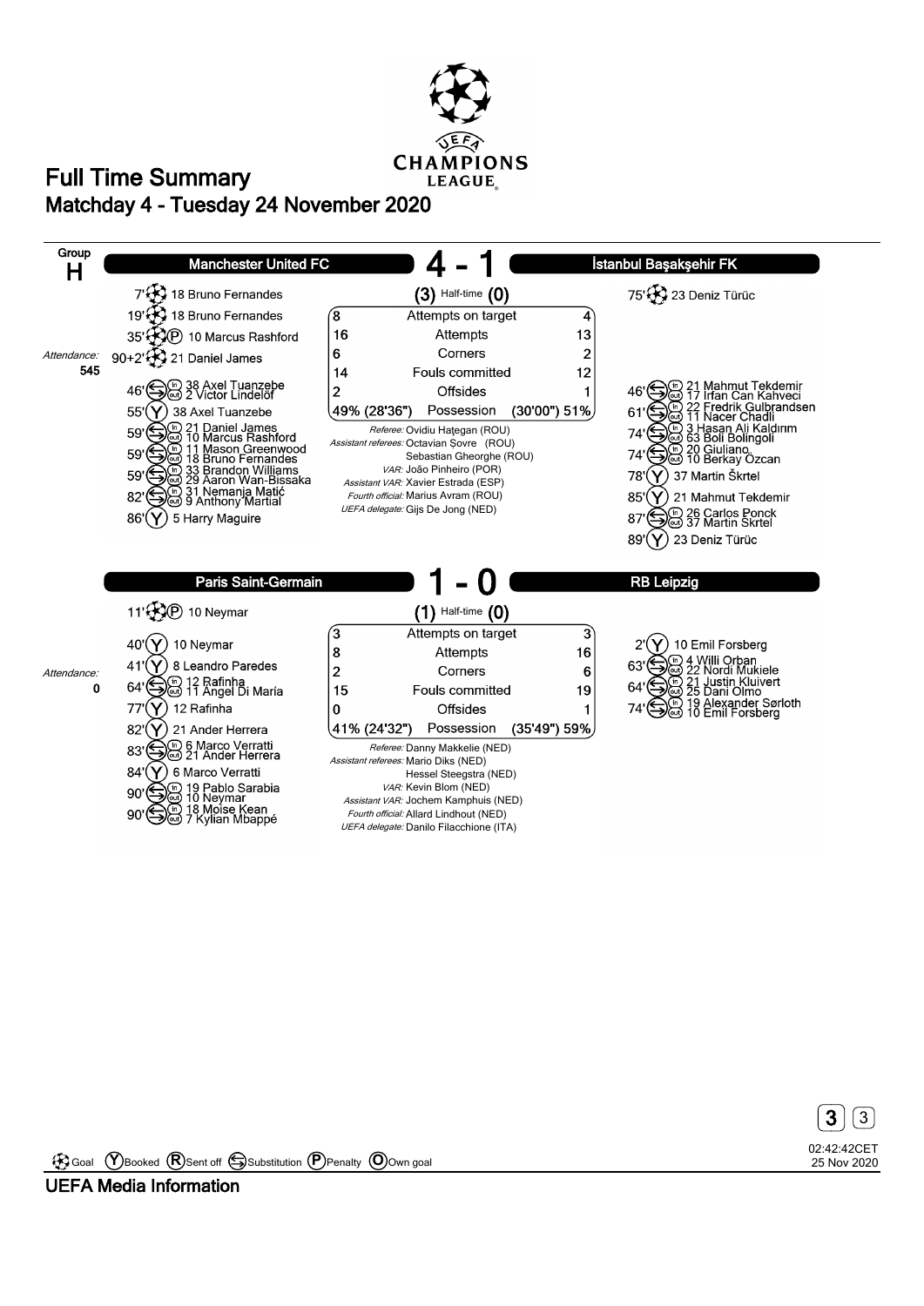# Full Time Summary

## Matchday 4 - Tuesday 24 November 2020

**Group H**

## Manchester United FC 4 - 1 İstanbul Başakşehir FK

(3) Half-time (0)

Attendance: 545

**Manchester United FC**

- 7' Goal 18 Bruno Fernandes
- 19' Goal 18 Bruno Fernandes
- 35' Goal (P) 10 Marcus Rashford
- 90+2' Goal 21 Daniel James
- 46' Substitution (in) 38 Axel Tuanzebe (out) 2 Victor Lindelöf
- 55' Booked 38 Axel Tuanzebe
- 59' Substitution (in) 21 Daniel James (out) 10 Marcus Rashford
- 59' Substitution (in) 11 Mason Greenwood (out) 18 Bruno Fernandes
- 59' Substitution (in) 33 Brandon Williams (out) 29 Aaron Wan-Bissaka
- 82' Substitution (in) 31 Nemanja Matić (out) 9 Anthony Martial
- 86' Booked 5 Harry Maguire

**İstanbul Başakşehir FK**

- 75' Goal 23 Deniz Türüc
- 46' Substitution (in) 21 Mahmut Tekdemir (out) 17 Irfan Can Kahveci
- 61' Substitution (in) 22 Fredrik Gulbrandsen (out) 11 Nacer Chadli
- 74' Substitution (in) 3 Hasan Ali Kaldırım (out) 63 Boli Bolingoli
- 74' Substitution (in) 20 Giuliano (out) 10 Berkay Özcan
- 78' Booked 37 Martin Škrtel
- 85' Booked 21 Mahmut Tekdemir
- 87' Substitution (in) 26 Carlos Ponck (out) 37 Martin Škrtel
- 89' Booked 23 Deniz Türüc

| Manchester United FC | | İstanbul Başakşehir FK |
|---|---|---|
| 8 | Attempts on target | 4 |
| 16 | Attempts | 13 |
| 6 | Corners | 2 |
| 14 | Fouls committed | 12 |
| 2 | Offsides | 1 |
| 49% (28'36") | Possession | (30'00") 51% |

*Referee:* Ovidiu Haţegan (ROU)
*Assistant referees:* Octavian Şovre (ROU), Sebastian Gheorghe (ROU)
*VAR:* João Pinheiro (POR)
*Assistant VAR:* Xavier Estrada (ESP)
*Fourth official:* Marius Avram (ROU)
*UEFA delegate:* Gijs De Jong (NED)

## Paris Saint-Germain 1 - 0 RB Leipzig

(1) Half-time (0)

Attendance: 0

**Paris Saint-Germain**

- 11' Goal (P) 10 Neymar
- 40' Booked 10 Neymar
- 41' Booked 8 Leandro Paredes
- 64' Substitution (in) 12 Rafinha (out) 11 Ángel Di María
- 77' Booked 12 Rafinha
- 82' Booked 21 Ander Herrera
- 83' Substitution (in) 6 Marco Verratti (out) 21 Ander Herrera
- 84' Booked 6 Marco Verratti
- 90' Substitution (in) 19 Pablo Sarabia (out) 10 Neymar
- 90' Substitution (in) 18 Moise Kean (out) 7 Kylian Mbappé

**RB Leipzig**

- 2' Booked 10 Emil Forsberg
- 63' Substitution (in) 4 Willi Orban (out) 22 Nordi Mukiele
- 64' Substitution (in) 21 Justin Kluivert (out) 25 Dani Olmo
- 74' Substitution (in) 19 Alexander Sørloth (out) 10 Emil Forsberg

| Paris Saint-Germain | | RB Leipzig |
|---|---|---|
| 3 | Attempts on target | 3 |
| 8 | Attempts | 16 |
| 2 | Corners | 6 |
| 15 | Fouls committed | 19 |
| 0 | Offsides | 1 |
| 41% (24'32") | Possession | (35'49") 59% |

*Referee:* Danny Makkelie (NED)
*Assistant referees:* Mario Diks (NED), Hessel Steegstra (NED)
*VAR:* Kevin Blom (NED)
*Assistant VAR:* Jochem Kamphuis (NED)
*Fourth official:* Allard Lindhout (NED)
*UEFA delegate:* Danilo Filacchione (ITA)

Goal, Booked, (R) Sent off, Substitution, (P) Penalty, (O) Own goal

02:42:42CET 25 Nov 2020

UEFA Media Information